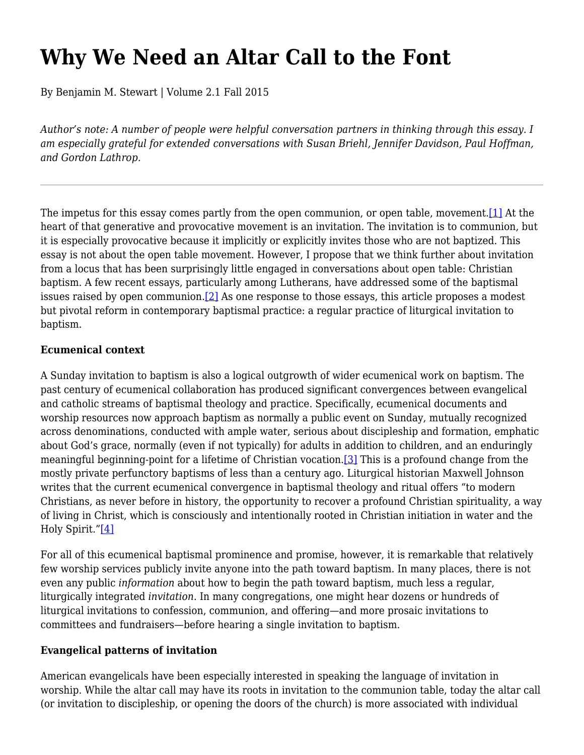# Why We Need an Altar Call to the Font

By Benjamin M. Stewart | Volume 2.1 Fall 2015

*Author's note: A number of people were helpful conversation partners in thinking through this essay. I am especially grateful for extended conversations with Susan Briehl, Jennifer Davidson, Paul Hoffman, and Gordon Lathrop.*

---

The impetus for this essay comes partly from the open communion, or open table, movement.[1] At the heart of that generative and provocative movement is an invitation. The invitation is to communion, but it is especially provocative because it implicitly or explicitly invites those who are not baptized. This essay is not about the open table movement. However, I propose that we think further about invitation from a locus that has been surprisingly little engaged in conversations about open table: Christian baptism. A few recent essays, particularly among Lutherans, have addressed some of the baptismal issues raised by open communion.[2] As one response to those essays, this article proposes a modest but pivotal reform in contemporary baptismal practice: a regular practice of liturgical invitation to baptism.

**Ecumenical context**

A Sunday invitation to baptism is also a logical outgrowth of wider ecumenical work on baptism. The past century of ecumenical collaboration has produced significant convergences between evangelical and catholic streams of baptismal theology and practice. Specifically, ecumenical documents and worship resources now approach baptism as normally a public event on Sunday, mutually recognized across denominations, conducted with ample water, serious about discipleship and formation, emphatic about God's grace, normally (even if not typically) for adults in addition to children, and an enduringly meaningful beginning-point for a lifetime of Christian vocation.[3] This is a profound change from the mostly private perfunctory baptisms of less than a century ago. Liturgical historian Maxwell Johnson writes that the current ecumenical convergence in baptismal theology and ritual offers "to modern Christians, as never before in history, the opportunity to recover a profound Christian spirituality, a way of living in Christ, which is consciously and intentionally rooted in Christian initiation in water and the Holy Spirit."[4]

For all of this ecumenical baptismal prominence and promise, however, it is remarkable that relatively few worship services publicly invite anyone into the path toward baptism. In many places, there is not even any public *information* about how to begin the path toward baptism, much less a regular, liturgically integrated *invitation*. In many congregations, one might hear dozens or hundreds of liturgical invitations to confession, communion, and offering—and more prosaic invitations to committees and fundraisers—before hearing a single invitation to baptism.

**Evangelical patterns of invitation**

American evangelicals have been especially interested in speaking the language of invitation in worship. While the altar call may have its roots in invitation to the communion table, today the altar call (or invitation to discipleship, or opening the doors of the church) is more associated with individual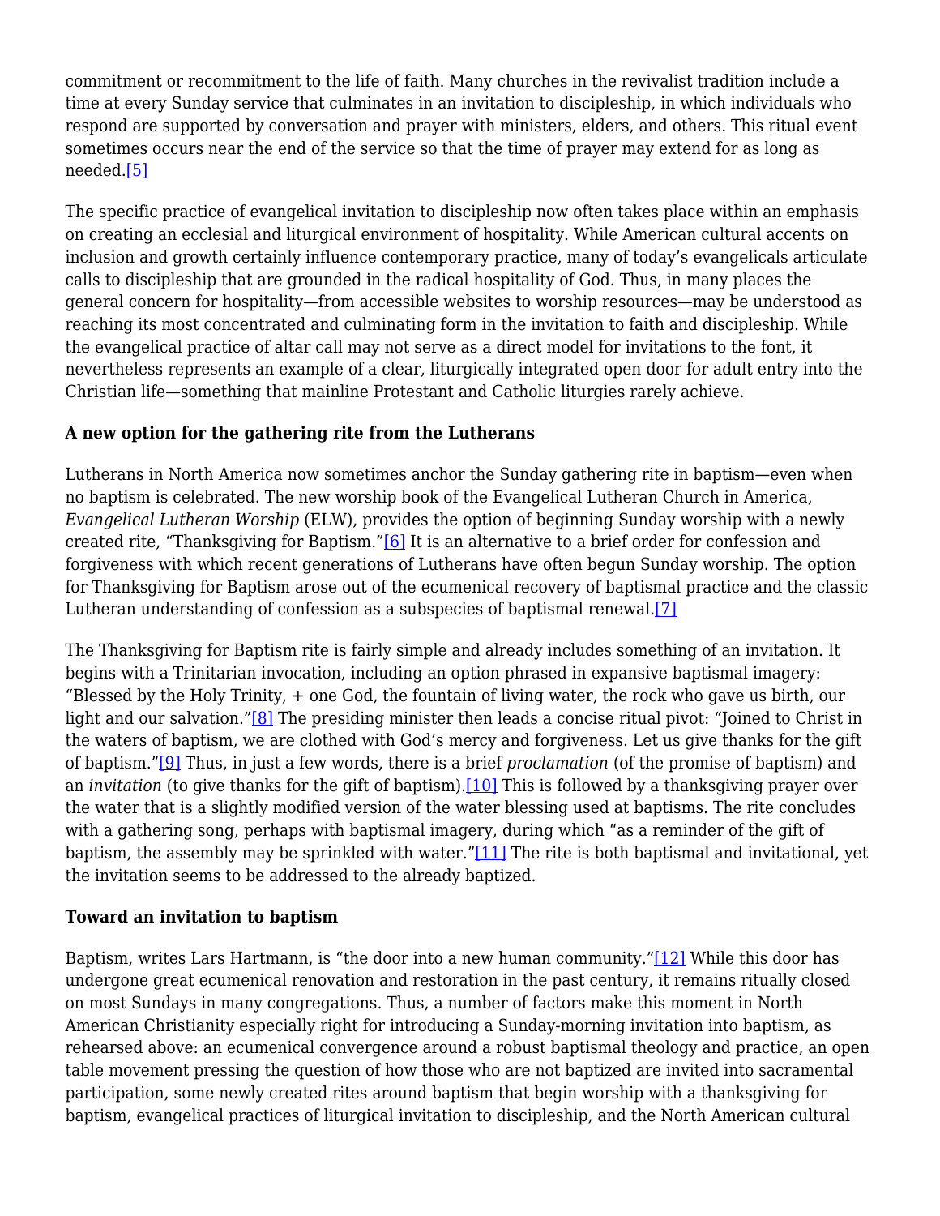commitment or recommitment to the life of faith. Many churches in the revivalist tradition include a time at every Sunday service that culminates in an invitation to discipleship, in which individuals who respond are supported by conversation and prayer with ministers, elders, and others. This ritual event sometimes occurs near the end of the service so that the time of prayer may extend for as long as needed.[5]

The specific practice of evangelical invitation to discipleship now often takes place within an emphasis on creating an ecclesial and liturgical environment of hospitality. While American cultural accents on inclusion and growth certainly influence contemporary practice, many of today's evangelicals articulate calls to discipleship that are grounded in the radical hospitality of God. Thus, in many places the general concern for hospitality—from accessible websites to worship resources—may be understood as reaching its most concentrated and culminating form in the invitation to faith and discipleship. While the evangelical practice of altar call may not serve as a direct model for invitations to the font, it nevertheless represents an example of a clear, liturgically integrated open door for adult entry into the Christian life—something that mainline Protestant and Catholic liturgies rarely achieve.

**A new option for the gathering rite from the Lutherans**

Lutherans in North America now sometimes anchor the Sunday gathering rite in baptism—even when no baptism is celebrated. The new worship book of the Evangelical Lutheran Church in America, *Evangelical Lutheran Worship* (ELW), provides the option of beginning Sunday worship with a newly created rite, "Thanksgiving for Baptism."[6] It is an alternative to a brief order for confession and forgiveness with which recent generations of Lutherans have often begun Sunday worship. The option for Thanksgiving for Baptism arose out of the ecumenical recovery of baptismal practice and the classic Lutheran understanding of confession as a subspecies of baptismal renewal.[7]

The Thanksgiving for Baptism rite is fairly simple and already includes something of an invitation. It begins with a Trinitarian invocation, including an option phrased in expansive baptismal imagery: "Blessed by the Holy Trinity, + one God, the fountain of living water, the rock who gave us birth, our light and our salvation."[8] The presiding minister then leads a concise ritual pivot: "Joined to Christ in the waters of baptism, we are clothed with God's mercy and forgiveness. Let us give thanks for the gift of baptism."[9] Thus, in just a few words, there is a brief *proclamation* (of the promise of baptism) and an *invitation* (to give thanks for the gift of baptism).[10] This is followed by a thanksgiving prayer over the water that is a slightly modified version of the water blessing used at baptisms. The rite concludes with a gathering song, perhaps with baptismal imagery, during which "as a reminder of the gift of baptism, the assembly may be sprinkled with water."[11] The rite is both baptismal and invitational, yet the invitation seems to be addressed to the already baptized.

**Toward an invitation to baptism**

Baptism, writes Lars Hartmann, is "the door into a new human community."[12] While this door has undergone great ecumenical renovation and restoration in the past century, it remains ritually closed on most Sundays in many congregations. Thus, a number of factors make this moment in North American Christianity especially right for introducing a Sunday-morning invitation into baptism, as rehearsed above: an ecumenical convergence around a robust baptismal theology and practice, an open table movement pressing the question of how those who are not baptized are invited into sacramental participation, some newly created rites around baptism that begin worship with a thanksgiving for baptism, evangelical practices of liturgical invitation to discipleship, and the North American cultural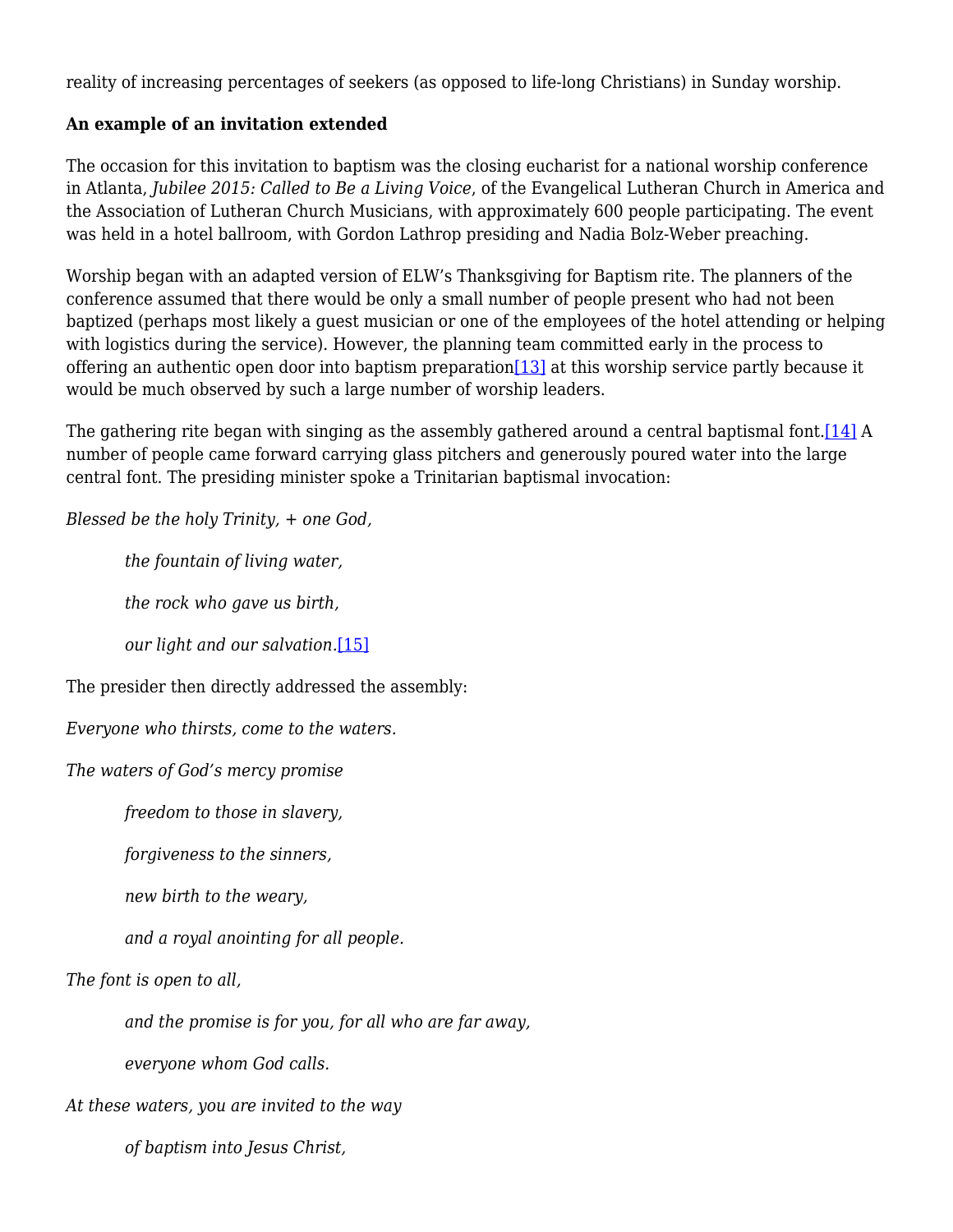reality of increasing percentages of seekers (as opposed to life-long Christians) in Sunday worship.

**An example of an invitation extended**

The occasion for this invitation to baptism was the closing eucharist for a national worship conference in Atlanta, *Jubilee 2015: Called to Be a Living Voice*, of the Evangelical Lutheran Church in America and the Association of Lutheran Church Musicians, with approximately 600 people participating. The event was held in a hotel ballroom, with Gordon Lathrop presiding and Nadia Bolz-Weber preaching.

Worship began with an adapted version of ELW's Thanksgiving for Baptism rite. The planners of the conference assumed that there would be only a small number of people present who had not been baptized (perhaps most likely a guest musician or one of the employees of the hotel attending or helping with logistics during the service). However, the planning team committed early in the process to offering an authentic open door into baptism preparation[13] at this worship service partly because it would be much observed by such a large number of worship leaders.

The gathering rite began with singing as the assembly gathered around a central baptismal font.[14] A number of people came forward carrying glass pitchers and generously poured water into the large central font. The presiding minister spoke a Trinitarian baptismal invocation:

*Blessed be the holy Trinity, + one God,*

> *the fountain of living water,*
>
> *the rock who gave us birth,*
>
> *our light and our salvation.*[15]

The presider then directly addressed the assembly:

*Everyone who thirsts, come to the waters.*

*The waters of God's mercy promise*

> *freedom to those in slavery,*
>
> *forgiveness to the sinners,*
>
> *new birth to the weary,*
>
> *and a royal anointing for all people.*

*The font is open to all,*

> *and the promise is for you, for all who are far away,*
>
> *everyone whom God calls.*

*At these waters, you are invited to the way*

> *of baptism into Jesus Christ,*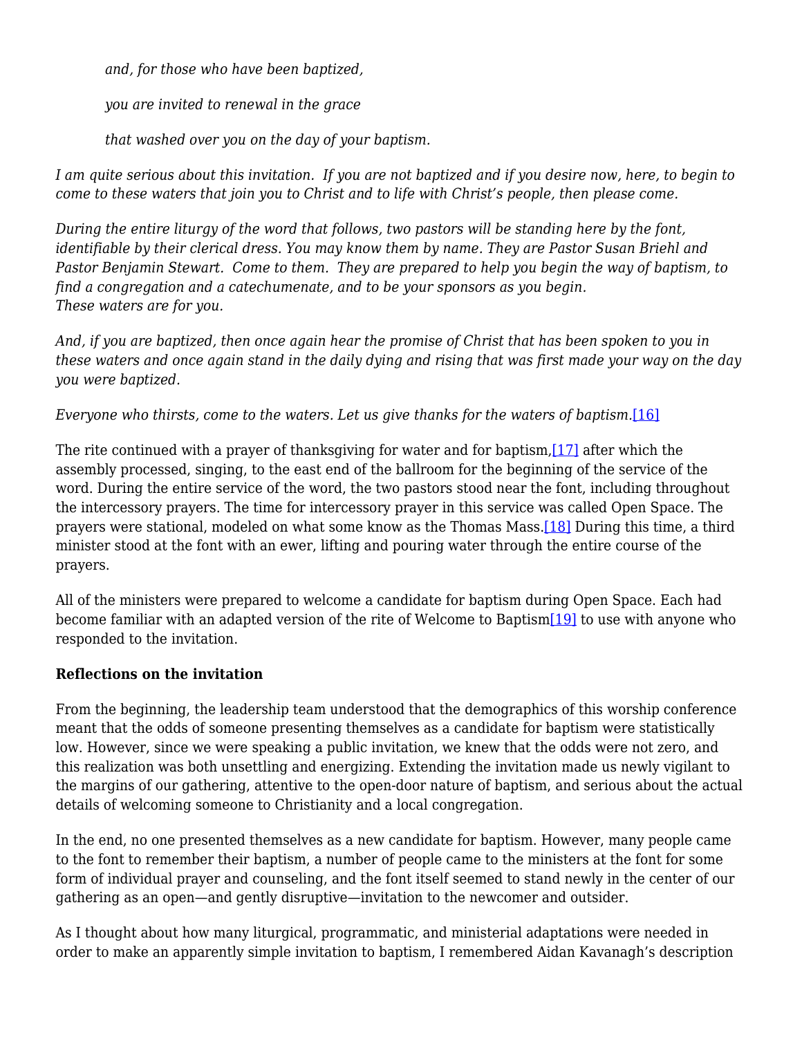*and, for those who have been baptized,*

*you are invited to renewal in the grace*

*that washed over you on the day of your baptism.*

*I am quite serious about this invitation. If you are not baptized and if you desire now, here, to begin to come to these waters that join you to Christ and to life with Christ's people, then please come.*

*During the entire liturgy of the word that follows, two pastors will be standing here by the font, identifiable by their clerical dress. You may know them by name. They are Pastor Susan Briehl and Pastor Benjamin Stewart. Come to them. They are prepared to help you begin the way of baptism, to find a congregation and a catechumenate, and to be your sponsors as you begin. These waters are for you.*

*And, if you are baptized, then once again hear the promise of Christ that has been spoken to you in these waters and once again stand in the daily dying and rising that was first made your way on the day you were baptized.*

*Everyone who thirsts, come to the waters. Let us give thanks for the waters of baptism.*[16]

The rite continued with a prayer of thanksgiving for water and for baptism,[17] after which the assembly processed, singing, to the east end of the ballroom for the beginning of the service of the word. During the entire service of the word, the two pastors stood near the font, including throughout the intercessory prayers. The time for intercessory prayer in this service was called Open Space. The prayers were stational, modeled on what some know as the Thomas Mass.[18] During this time, a third minister stood at the font with an ewer, lifting and pouring water through the entire course of the prayers.

All of the ministers were prepared to welcome a candidate for baptism during Open Space. Each had become familiar with an adapted version of the rite of Welcome to Baptism[19] to use with anyone who responded to the invitation.

**Reflections on the invitation**

From the beginning, the leadership team understood that the demographics of this worship conference meant that the odds of someone presenting themselves as a candidate for baptism were statistically low. However, since we were speaking a public invitation, we knew that the odds were not zero, and this realization was both unsettling and energizing. Extending the invitation made us newly vigilant to the margins of our gathering, attentive to the open-door nature of baptism, and serious about the actual details of welcoming someone to Christianity and a local congregation.

In the end, no one presented themselves as a new candidate for baptism. However, many people came to the font to remember their baptism, a number of people came to the ministers at the font for some form of individual prayer and counseling, and the font itself seemed to stand newly in the center of our gathering as an open—and gently disruptive—invitation to the newcomer and outsider.

As I thought about how many liturgical, programmatic, and ministerial adaptations were needed in order to make an apparently simple invitation to baptism, I remembered Aidan Kavanagh's description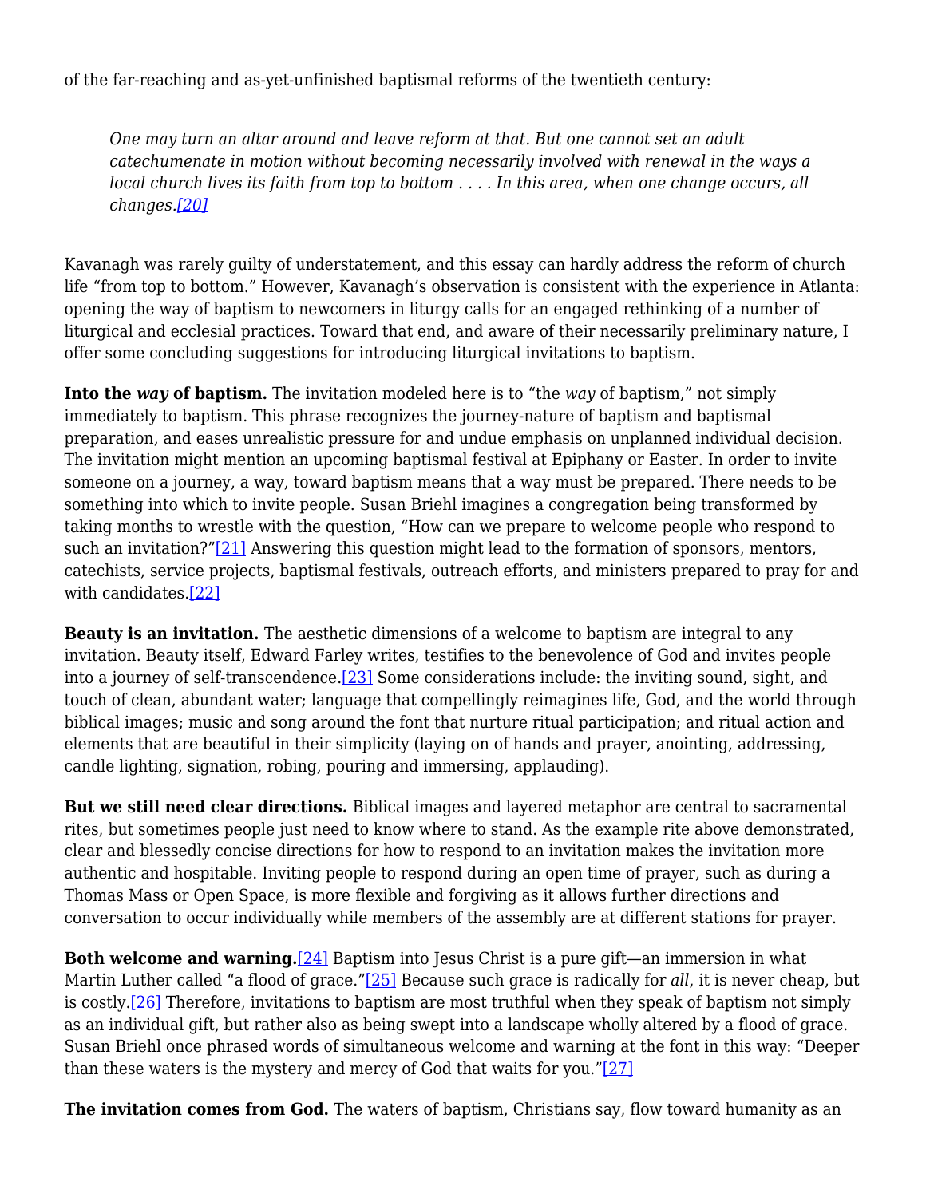of the far-reaching and as-yet-unfinished baptismal reforms of the twentieth century:

> *One may turn an altar around and leave reform at that. But one cannot set an adult catechumenate in motion without becoming necessarily involved with renewal in the ways a local church lives its faith from top to bottom . . . . In this area, when one change occurs, all changes.*[20]

Kavanagh was rarely guilty of understatement, and this essay can hardly address the reform of church life "from top to bottom." However, Kavanagh's observation is consistent with the experience in Atlanta: opening the way of baptism to newcomers in liturgy calls for an engaged rethinking of a number of liturgical and ecclesial practices. Toward that end, and aware of their necessarily preliminary nature, I offer some concluding suggestions for introducing liturgical invitations to baptism.

**Into the *way* of baptism.** The invitation modeled here is to "the *way* of baptism," not simply immediately to baptism. This phrase recognizes the journey-nature of baptism and baptismal preparation, and eases unrealistic pressure for and undue emphasis on unplanned individual decision. The invitation might mention an upcoming baptismal festival at Epiphany or Easter. In order to invite someone on a journey, a way, toward baptism means that a way must be prepared. There needs to be something into which to invite people. Susan Briehl imagines a congregation being transformed by taking months to wrestle with the question, "How can we prepare to welcome people who respond to such an invitation?"[21] Answering this question might lead to the formation of sponsors, mentors, catechists, service projects, baptismal festivals, outreach efforts, and ministers prepared to pray for and with candidates.[22]

**Beauty is an invitation.** The aesthetic dimensions of a welcome to baptism are integral to any invitation. Beauty itself, Edward Farley writes, testifies to the benevolence of God and invites people into a journey of self-transcendence.[23] Some considerations include: the inviting sound, sight, and touch of clean, abundant water; language that compellingly reimagines life, God, and the world through biblical images; music and song around the font that nurture ritual participation; and ritual action and elements that are beautiful in their simplicity (laying on of hands and prayer, anointing, addressing, candle lighting, signation, robing, pouring and immersing, applauding).

**But we still need clear directions.** Biblical images and layered metaphor are central to sacramental rites, but sometimes people just need to know where to stand. As the example rite above demonstrated, clear and blessedly concise directions for how to respond to an invitation makes the invitation more authentic and hospitable. Inviting people to respond during an open time of prayer, such as during a Thomas Mass or Open Space, is more flexible and forgiving as it allows further directions and conversation to occur individually while members of the assembly are at different stations for prayer.

**Both welcome and warning.**[24] Baptism into Jesus Christ is a pure gift—an immersion in what Martin Luther called "a flood of grace."[25] Because such grace is radically for *all*, it is never cheap, but is costly.[26] Therefore, invitations to baptism are most truthful when they speak of baptism not simply as an individual gift, but rather also as being swept into a landscape wholly altered by a flood of grace. Susan Briehl once phrased words of simultaneous welcome and warning at the font in this way: "Deeper than these waters is the mystery and mercy of God that waits for you."[27]

**The invitation comes from God.** The waters of baptism, Christians say, flow toward humanity as an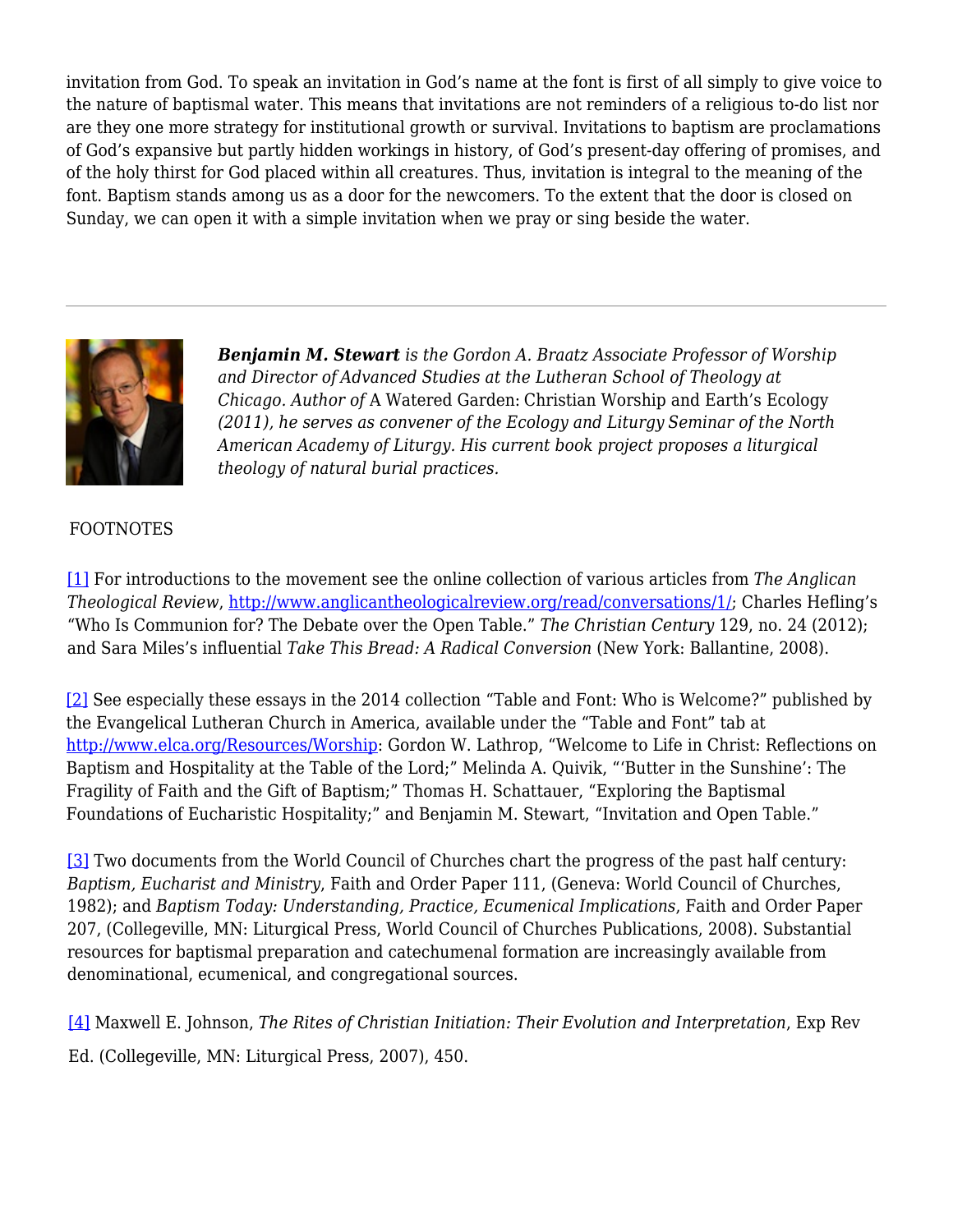invitation from God. To speak an invitation in God's name at the font is first of all simply to give voice to the nature of baptismal water. This means that invitations are not reminders of a religious to-do list nor are they one more strategy for institutional growth or survival. Invitations to baptism are proclamations of God's expansive but partly hidden workings in history, of God's present-day offering of promises, and of the holy thirst for God placed within all creatures. Thus, invitation is integral to the meaning of the font. Baptism stands among us as a door for the newcomers. To the extent that the door is closed on Sunday, we can open it with a simple invitation when we pray or sing beside the water.

---

***Benjamin M. Stewart** is the Gordon A. Braatz Associate Professor of Worship and Director of Advanced Studies at the Lutheran School of Theology at Chicago. Author of* A Watered Garden: Christian Worship and Earth's Ecology *(2011), he serves as convener of the Ecology and Liturgy Seminar of the North American Academy of Liturgy. His current book project proposes a liturgical theology of natural burial practices.*

FOOTNOTES

[1] For introductions to the movement see the online collection of various articles from *The Anglican Theological Review*, http://www.anglicantheologicalreview.org/read/conversations/1/; Charles Hefling's "Who Is Communion for? The Debate over the Open Table." *The Christian Century* 129, no. 24 (2012); and Sara Miles's influential *Take This Bread: A Radical Conversion* (New York: Ballantine, 2008).

[2] See especially these essays in the 2014 collection "Table and Font: Who is Welcome?" published by the Evangelical Lutheran Church in America, available under the "Table and Font" tab at http://www.elca.org/Resources/Worship: Gordon W. Lathrop, "Welcome to Life in Christ: Reflections on Baptism and Hospitality at the Table of the Lord;" Melinda A. Quivik, "'Butter in the Sunshine': The Fragility of Faith and the Gift of Baptism;" Thomas H. Schattauer, "Exploring the Baptismal Foundations of Eucharistic Hospitality;" and Benjamin M. Stewart, "Invitation and Open Table."

[3] Two documents from the World Council of Churches chart the progress of the past half century: *Baptism, Eucharist and Ministry*, Faith and Order Paper 111, (Geneva: World Council of Churches, 1982); and *Baptism Today: Understanding, Practice, Ecumenical Implications*, Faith and Order Paper 207, (Collegeville, MN: Liturgical Press, World Council of Churches Publications, 2008). Substantial resources for baptismal preparation and catechumenal formation are increasingly available from denominational, ecumenical, and congregational sources.

[4] Maxwell E. Johnson, *The Rites of Christian Initiation: Their Evolution and Interpretation*, Exp Rev Ed. (Collegeville, MN: Liturgical Press, 2007), 450.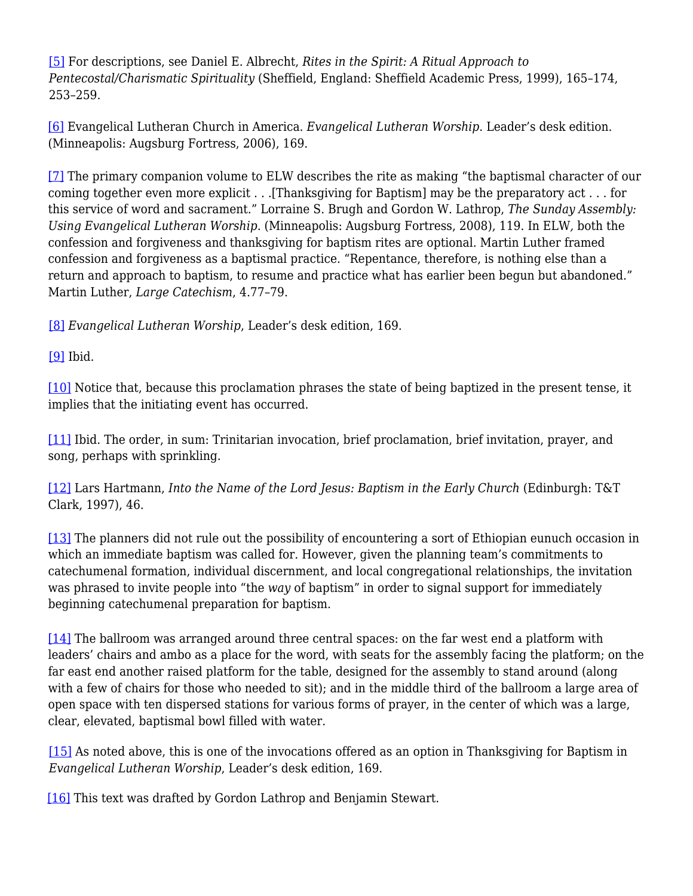[5] For descriptions, see Daniel E. Albrecht, *Rites in the Spirit: A Ritual Approach to Pentecostal/Charismatic Spirituality* (Sheffield, England: Sheffield Academic Press, 1999), 165–174, 253–259.

[6] Evangelical Lutheran Church in America. *Evangelical Lutheran Worship*. Leader's desk edition. (Minneapolis: Augsburg Fortress, 2006), 169.

[7] The primary companion volume to ELW describes the rite as making "the baptismal character of our coming together even more explicit . . .[Thanksgiving for Baptism] may be the preparatory act . . . for this service of word and sacrament." Lorraine S. Brugh and Gordon W. Lathrop, *The Sunday Assembly: Using Evangelical Lutheran Worship*. (Minneapolis: Augsburg Fortress, 2008), 119. In ELW*,* both the confession and forgiveness and thanksgiving for baptism rites are optional. Martin Luther framed confession and forgiveness as a baptismal practice. "Repentance, therefore, is nothing else than a return and approach to baptism, to resume and practice what has earlier been begun but abandoned." Martin Luther, *Large Catechism*, 4.77–79.

[8] *Evangelical Lutheran Worship*, Leader's desk edition, 169.

[9] Ibid.

[10] Notice that, because this proclamation phrases the state of being baptized in the present tense, it implies that the initiating event has occurred.

[11] Ibid. The order, in sum: Trinitarian invocation, brief proclamation, brief invitation, prayer, and song, perhaps with sprinkling.

[12] Lars Hartmann, *Into the Name of the Lord Jesus: Baptism in the Early Church* (Edinburgh: T&T Clark, 1997), 46.

[13] The planners did not rule out the possibility of encountering a sort of Ethiopian eunuch occasion in which an immediate baptism was called for. However, given the planning team's commitments to catechumenal formation, individual discernment, and local congregational relationships, the invitation was phrased to invite people into "the *way* of baptism" in order to signal support for immediately beginning catechumenal preparation for baptism.

[14] The ballroom was arranged around three central spaces: on the far west end a platform with leaders' chairs and ambo as a place for the word, with seats for the assembly facing the platform; on the far east end another raised platform for the table, designed for the assembly to stand around (along with a few of chairs for those who needed to sit); and in the middle third of the ballroom a large area of open space with ten dispersed stations for various forms of prayer, in the center of which was a large, clear, elevated, baptismal bowl filled with water.

[15] As noted above, this is one of the invocations offered as an option in Thanksgiving for Baptism in *Evangelical Lutheran Worship*, Leader's desk edition, 169.

[16] This text was drafted by Gordon Lathrop and Benjamin Stewart.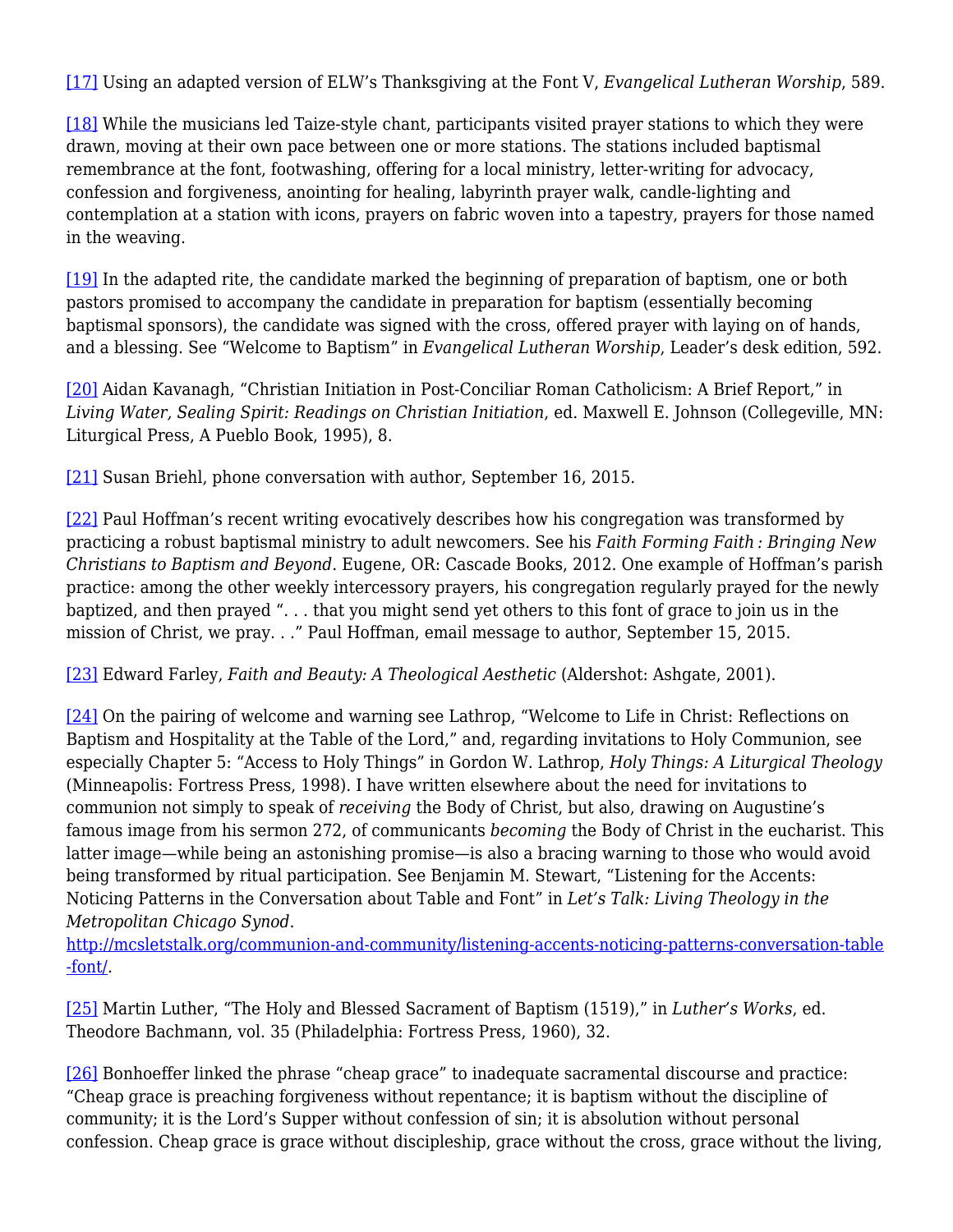[17] Using an adapted version of ELW's Thanksgiving at the Font V, *Evangelical Lutheran Worship*, 589.

[18] While the musicians led Taize-style chant, participants visited prayer stations to which they were drawn, moving at their own pace between one or more stations. The stations included baptismal remembrance at the font, footwashing, offering for a local ministry, letter-writing for advocacy, confession and forgiveness, anointing for healing, labyrinth prayer walk, candle-lighting and contemplation at a station with icons, prayers on fabric woven into a tapestry, prayers for those named in the weaving.

[19] In the adapted rite, the candidate marked the beginning of preparation of baptism, one or both pastors promised to accompany the candidate in preparation for baptism (essentially becoming baptismal sponsors), the candidate was signed with the cross, offered prayer with laying on of hands, and a blessing. See "Welcome to Baptism" in *Evangelical Lutheran Worship*, Leader's desk edition, 592.

[20] Aidan Kavanagh, "Christian Initiation in Post-Conciliar Roman Catholicism: A Brief Report," in *Living Water, Sealing Spirit: Readings on Christian Initiation*, ed. Maxwell E. Johnson (Collegeville, MN: Liturgical Press, A Pueblo Book, 1995), 8.

[21] Susan Briehl, phone conversation with author, September 16, 2015.

[22] Paul Hoffman's recent writing evocatively describes how his congregation was transformed by practicing a robust baptismal ministry to adult newcomers. See his *Faith Forming Faith : Bringing New Christians to Baptism and Beyond*. Eugene, OR: Cascade Books, 2012. One example of Hoffman's parish practice: among the other weekly intercessory prayers, his congregation regularly prayed for the newly baptized, and then prayed ". . . that you might send yet others to this font of grace to join us in the mission of Christ, we pray. . ." Paul Hoffman, email message to author, September 15, 2015.

[23] Edward Farley, *Faith and Beauty: A Theological Aesthetic* (Aldershot: Ashgate, 2001).

[24] On the pairing of welcome and warning see Lathrop, "Welcome to Life in Christ: Reflections on Baptism and Hospitality at the Table of the Lord," and, regarding invitations to Holy Communion, see especially Chapter 5: "Access to Holy Things" in Gordon W. Lathrop, *Holy Things: A Liturgical Theology* (Minneapolis: Fortress Press, 1998). I have written elsewhere about the need for invitations to communion not simply to speak of *receiving* the Body of Christ, but also, drawing on Augustine's famous image from his sermon 272, of communicants *becoming* the Body of Christ in the eucharist. This latter image—while being an astonishing promise—is also a bracing warning to those who would avoid being transformed by ritual participation. See Benjamin M. Stewart, "Listening for the Accents: Noticing Patterns in the Conversation about Table and Font" in *Let's Talk: Living Theology in the Metropolitan Chicago Synod*. http://mcsletstalk.org/communion-and-community/listening-accents-noticing-patterns-conversation-table-font/.

[25] Martin Luther, "The Holy and Blessed Sacrament of Baptism (1519)," in *Luther's Works*, ed. Theodore Bachmann, vol. 35 (Philadelphia: Fortress Press, 1960), 32.

[26] Bonhoeffer linked the phrase "cheap grace" to inadequate sacramental discourse and practice: "Cheap grace is preaching forgiveness without repentance; it is baptism without the discipline of community; it is the Lord's Supper without confession of sin; it is absolution without personal confession. Cheap grace is grace without discipleship, grace without the cross, grace without the living,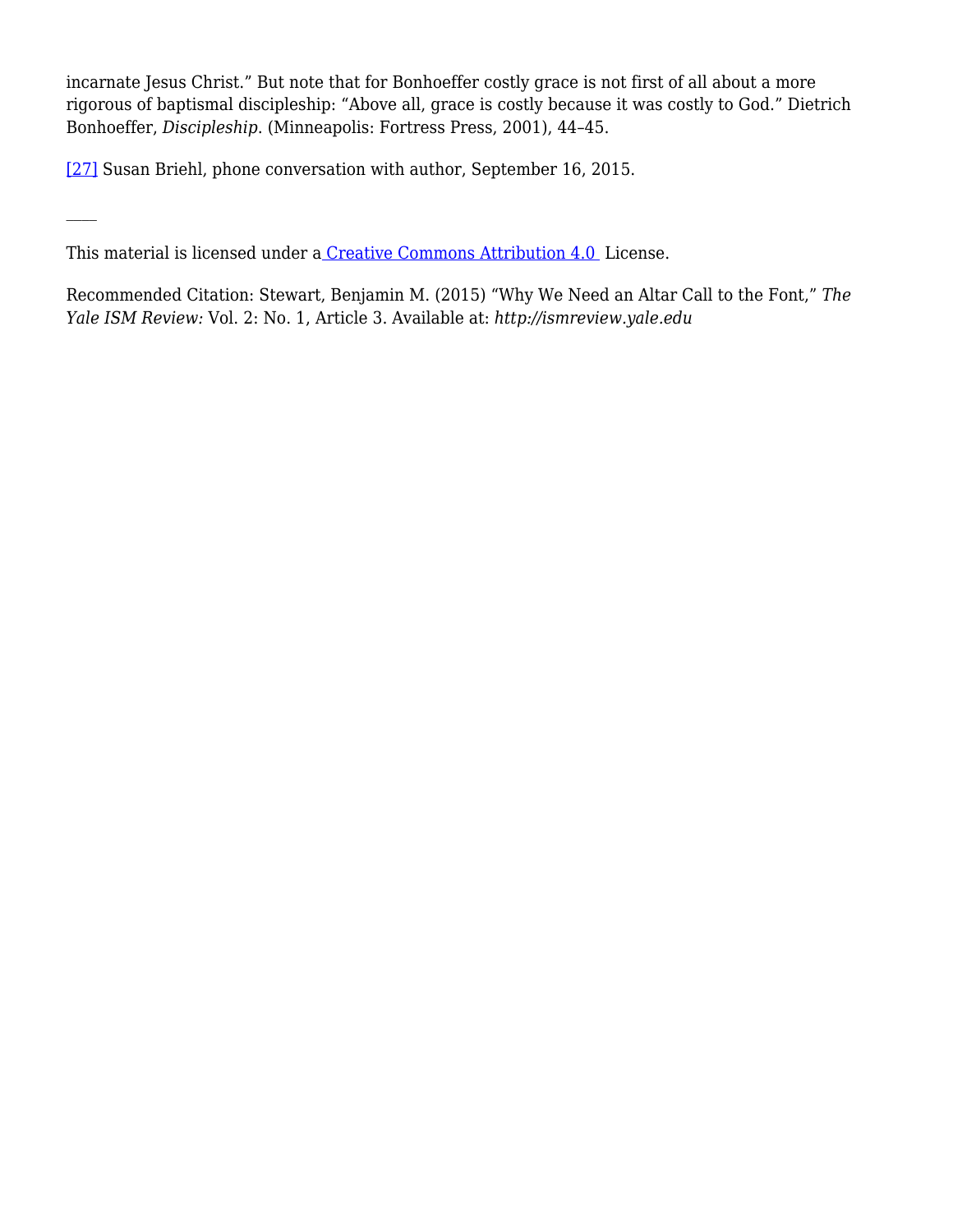incarnate Jesus Christ." But note that for Bonhoeffer costly grace is not first of all about a more rigorous of baptismal discipleship: "Above all, grace is costly because it was costly to God." Dietrich Bonhoeffer, *Discipleship*. (Minneapolis: Fortress Press, 2001), 44–45.

[27] Susan Briehl, phone conversation with author, September 16, 2015.

——

This material is licensed under a Creative Commons Attribution 4.0 License.

Recommended Citation: Stewart, Benjamin M. (2015) "Why We Need an Altar Call to the Font," *The Yale ISM Review:* Vol. 2: No. 1, Article 3. Available at: *http://ismreview.yale.edu*